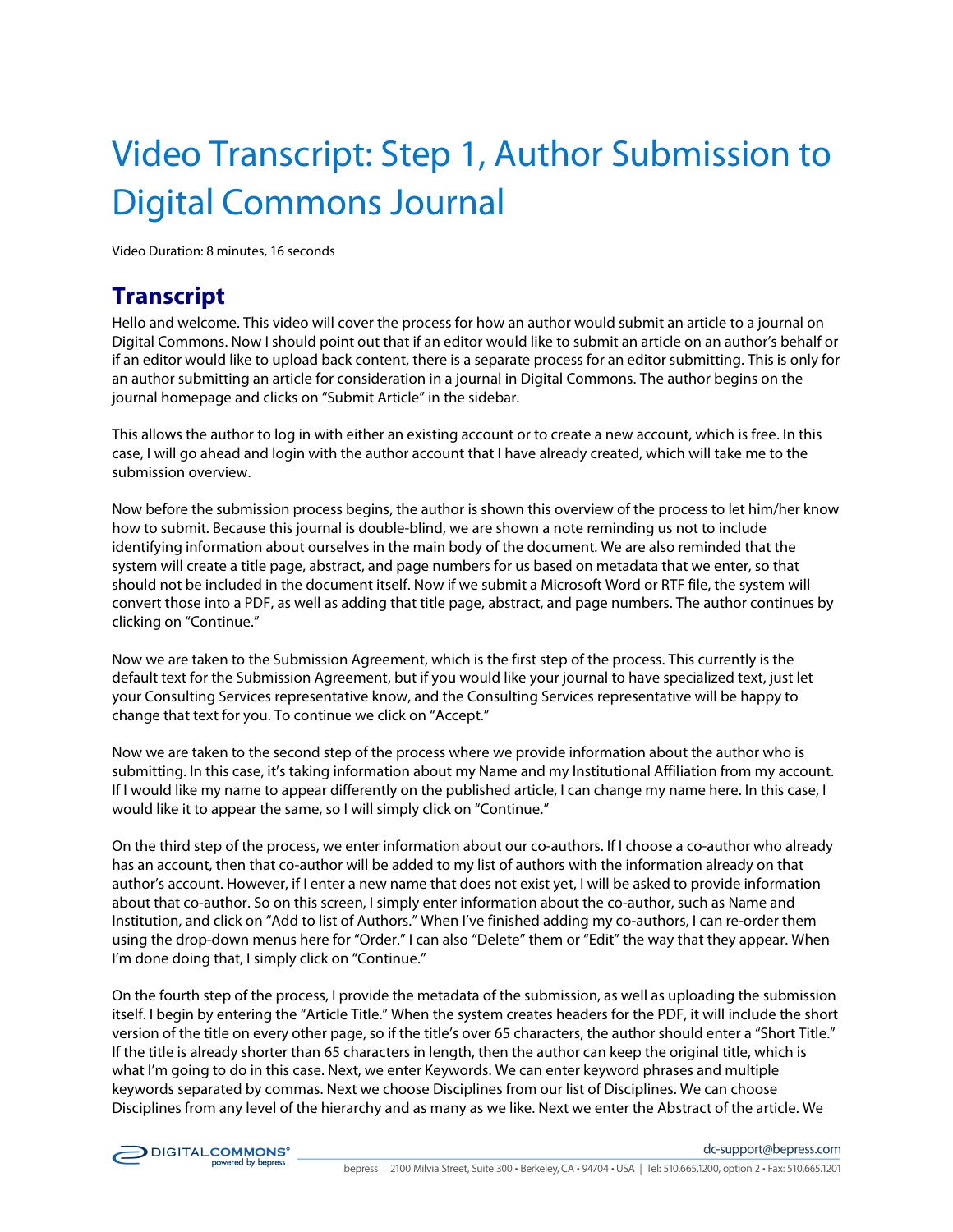# Video Transcript: Step 1, Author Submission to Digital Commons Journal

Video Duration: 8 minutes, 16 seconds

## Transcript

Hello and welcome. This video will cover the process for how an author would submit an article to a journal on Digital Commons. Now I should point out that if an editor would like to submit an article on an author's behalf or if an editor would like to upload back content, there is a separate process for an editor submitting. This is only for an author submitting an article for consideration in a journal in Digital Commons. The author begins on the journal homepage and clicks on "Submit Article" in the sidebar.

This allows the author to log in with either an existing account or to create a new account, which is free. In this case, I will go ahead and login with the author account that I have already created, which will take me to the submission overview.

Now before the submission process begins, the author is shown this overview of the process to let him/her know how to submit. Because this journal is double-blind, we are shown a note reminding us not to include identifying information about ourselves in the main body of the document. We are also reminded that the system will create a title page, abstract, and page numbers for us based on metadata that we enter, so that should not be included in the document itself. Now if we submit a Microsoft Word or RTF file, the system will convert those into a PDF, as well as adding that title page, abstract, and page numbers. The author continues by clicking on "Continue."

Now we are taken to the Submission Agreement, which is the first step of the process. This currently is the default text for the Submission Agreement, but if you would like your journal to have specialized text, just let your Consulting Services representative know, and the Consulting Services representative will be happy to change that text for you. To continue we click on "Accept."

Now we are taken to the second step of the process where we provide information about the author who is submitting. In this case, it's taking information about my Name and my Institutional Affiliation from my account. If I would like my name to appear differently on the published article, I can change my name here. In this case, I would like it to appear the same, so I will simply click on "Continue."

On the third step of the process, we enter information about our co-authors. If I choose a co-author who already has an account, then that co-author will be added to my list of authors with the information already on that author's account. However, if I enter a new name that does not exist yet, I will be asked to provide information about that co-author. So on this screen, I simply enter information about the co-author, such as Name and Institution, and click on "Add to list of Authors." When I've finished adding my co-authors, I can re-order them using the drop-down menus here for "Order." I can also "Delete" them or "Edit" the way that they appear. When I'm done doing that, I simply click on "Continue."

On the fourth step of the process, I provide the metadata of the submission, as well as uploading the submission itself. I begin by entering the "Article Title." When the system creates headers for the PDF, it will include the short version of the title on every other page, so if the title's over 65 characters, the author should enter a "Short Title." If the title is already shorter than 65 characters in length, then the author can keep the original title, which is what I'm going to do in this case. Next, we enter Keywords. We can enter keyword phrases and multiple keywords separated by commas. Next we choose Disciplines from our list of Disciplines. We can choose Disciplines from any level of the hierarchy and as many as we like. Next we enter the Abstract of the article. We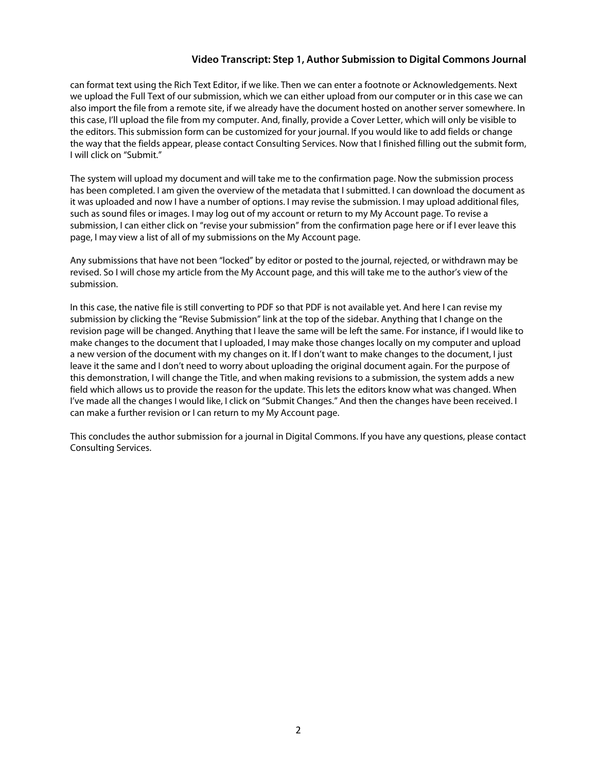can format text using the Rich Text Editor, if we like. Then we can enter a footnote or Acknowledgements. Next we upload the Full Text of our submission, which we can either upload from our computer or in this case we can also import the file from a remote site, if we already have the document hosted on another server somewhere. In this case, I'll upload the file from my computer. And, finally, provide a Cover Letter, which will only be visible to the editors. This submission form can be customized for your journal. If you would like to add fields or change the way that the fields appear, please contact Consulting Services. Now that I finished filling out the submit form, I will click on "Submit."

The system will upload my document and will take me to the confirmation page. Now the submission process has been completed. I am given the overview of the metadata that I submitted. I can download the document as it was uploaded and now I have a number of options. I may revise the submission. I may upload additional files, such as sound files or images. I may log out of my account or return to my My Account page. To revise a submission, I can either click on "revise your submission" from the confirmation page here or if I ever leave this page, I may view a list of all of my submissions on the My Account page.

Any submissions that have not been "locked" by editor or posted to the journal, rejected, or withdrawn may be revised. So I will chose my article from the My Account page, and this will take me to the author's view of the submission.

In this case, the native file is still converting to PDF so that PDF is not available yet. And here I can revise my submission by clicking the "Revise Submission" link at the top of the sidebar. Anything that I change on the revision page will be changed. Anything that I leave the same will be left the same. For instance, if I would like to make changes to the document that I uploaded, I may make those changes locally on my computer and upload a new version of the document with my changes on it. If I don't want to make changes to the document, I just leave it the same and I don't need to worry about uploading the original document again. For the purpose of this demonstration, I will change the Title, and when making revisions to a submission, the system adds a new field which allows us to provide the reason for the update. This lets the editors know what was changed. When I've made all the changes I would like, I click on "Submit Changes." And then the changes have been received. I can make a further revision or I can return to my My Account page.

This concludes the author submission for a journal in Digital Commons. If you have any questions, please contact Consulting Services.